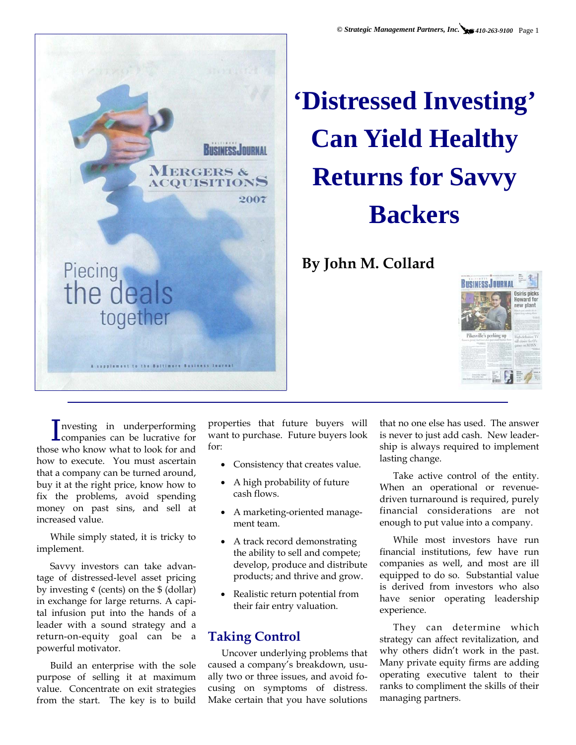# 'Distressed Investing' Can Yield Healthy Returns for Savvy Backers

**By John M. Collard**

Investing in underperforming companies can be lucrative for those who know what to look for and how to execute. You must ascertain that a company can be turned around, buy it at the right price, know how to fix the problems, avoid spending money on past sins, and sell at increased value.

While simply stated, it is tricky to implement.

Savvy investors can take advantage of distressed-level asset pricing by investing ¢ (cents) on the $ (dollar) in exchange for large returns. A capital infusion put into the hands of a leader with a sound strategy and a return-on-equity goal can be a powerful motivator.

Build an enterprise with the sole purpose of selling it at maximum value. Concentrate on exit strategies from the start. The key is to build properties that future buyers will want to purchase. Future buyers look for:

- Consistency that creates value.
- A high probability of future cash flows.
- A marketing-oriented management team.
- A track record demonstrating the ability to sell and compete; develop, produce and distribute products; and thrive and grow.
- Realistic return potential from their fair entry valuation.

## Taking Control

Uncover underlying problems that caused a company's breakdown, usually two or three issues, and avoid focusing on symptoms of distress. Make certain that you have solutions that no one else has used. The answer is never to just add cash. New leadership is always required to implement lasting change.

Take active control of the entity. When an operational or revenue-driven turnaround is required, purely financial considerations are not enough to put value into a company.

While most investors have run financial institutions, few have run companies as well, and most are ill equipped to do so. Substantial value is derived from investors who also have senior operating leadership experience.

They can determine which strategy can affect revitalization, and why others didn't work in the past. Many private equity firms are adding operating executive talent to their ranks to compliment the skills of their managing partners.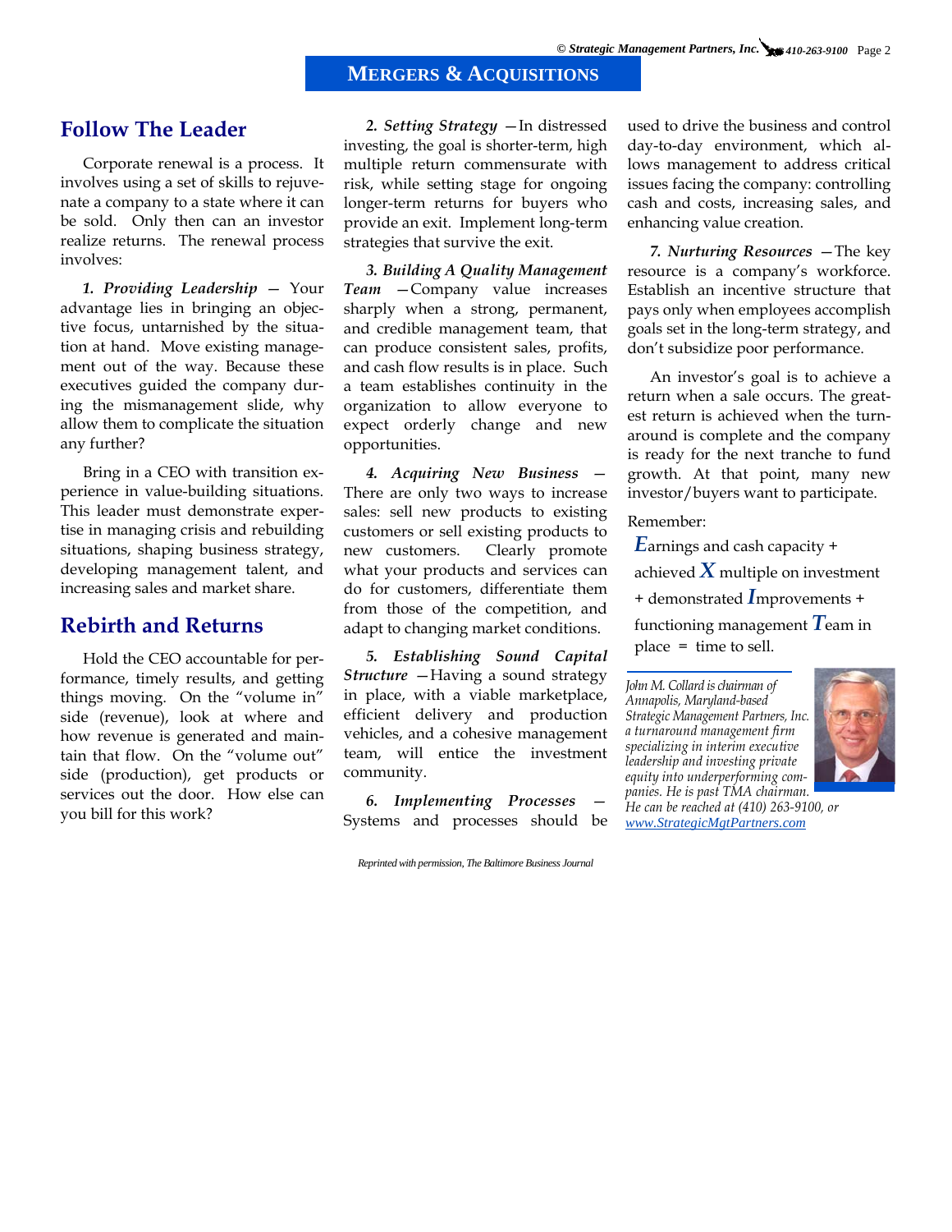## MERGERS & ACQUISITIONS

## Follow The Leader

Corporate renewal is a process. It involves using a set of skills to rejuvenate a company to a state where it can be sold. Only then can an investor realize returns. The renewal process involves:

***1. Providing Leadership*** — Your advantage lies in bringing an objective focus, untarnished by the situation at hand. Move existing management out of the way. Because these executives guided the company during the mismanagement slide, why allow them to complicate the situation any further?

Bring in a CEO with transition experience in value-building situations. This leader must demonstrate expertise in managing crisis and rebuilding situations, shaping business strategy, developing management talent, and increasing sales and market share.

## Rebirth and Returns

Hold the CEO accountable for performance, timely results, and getting things moving. On the "volume in" side (revenue), look at where and how revenue is generated and maintain that flow. On the "volume out" side (production), get products or services out the door. How else can you bill for this work?

***2. Setting Strategy*** —In distressed investing, the goal is shorter-term, high multiple return commensurate with risk, while setting stage for ongoing longer-term returns for buyers who provide an exit. Implement long-term strategies that survive the exit.

***3. Building A Quality Management Team*** —Company value increases sharply when a strong, permanent, and credible management team, that can produce consistent sales, profits, and cash flow results is in place. Such a team establishes continuity in the organization to allow everyone to expect orderly change and new opportunities.

***4. Acquiring New Business*** — There are only two ways to increase sales: sell new products to existing customers or sell existing products to new customers. Clearly promote what your products and services can do for customers, differentiate them from those of the competition, and adapt to changing market conditions.

***5. Establishing Sound Capital Structure*** —Having a sound strategy in place, with a viable marketplace, efficient delivery and production vehicles, and a cohesive management team, will entice the investment community.

***6. Implementing Processes*** — Systems and processes should be used to drive the business and control day-to-day environment, which allows management to address critical issues facing the company: controlling cash and costs, increasing sales, and enhancing value creation.

***7. Nurturing Resources*** —The key resource is a company's workforce. Establish an incentive structure that pays only when employees accomplish goals set in the long-term strategy, and don't subsidize poor performance.

An investor's goal is to achieve a return when a sale occurs. The greatest return is achieved when the turnaround is complete and the company is ready for the next tranche to fund growth. At that point, many new investor/buyers want to participate.

Remember:

***E***arnings and cash capacity +
achieved ***X*** multiple on investment
+ demonstrated ***I***mprovements +
functioning management ***T***eam in
place = time to sell.

*John M. Collard is chairman of Annapolis, Maryland-based Strategic Management Partners, Inc. a turnaround management firm specializing in interim executive leadership and investing private equity into underperforming companies. He is past TMA chairman. He can be reached at (410) 263-9100, or www.StrategicMgtPartners.com*

*Reprinted with permission, The Baltimore Business Journal*